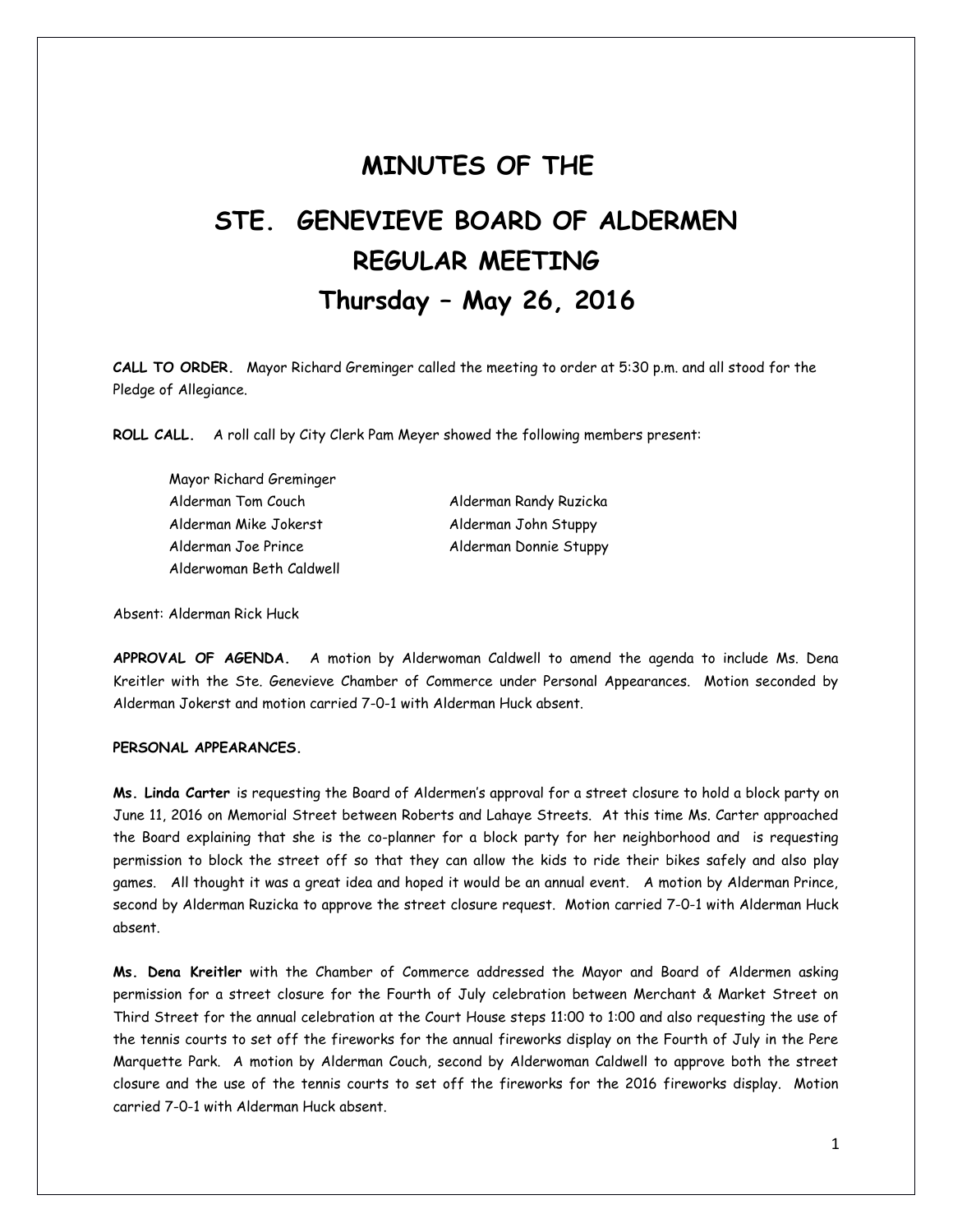# MINUTES OF THE

# STE. GENEVIEVE BOARD OF ALDERMEN

# REGULAR MEETING

# Thursday – May 26, 2016

**CALL TO ORDER.** Mayor Richard Greminger called the meeting to order at 5:30 p.m. and all stood for the Pledge of Allegiance.

**ROLL CALL.** A roll call by City Clerk Pam Meyer showed the following members present:

Mayor Richard Greminger
Alderman Tom Couch
Alderman Mike Jokerst
Alderman Joe Prince
Alderwoman Beth Caldwell
Alderman Randy Ruzicka
Alderman John Stuppy
Alderman Donnie Stuppy

Absent: Alderman Rick Huck

**APPROVAL OF AGENDA.** A motion by Alderwoman Caldwell to amend the agenda to include Ms. Dena Kreitler with the Ste. Genevieve Chamber of Commerce under Personal Appearances. Motion seconded by Alderman Jokerst and motion carried 7-0-1 with Alderman Huck absent.

**PERSONAL APPEARANCES.**

**Ms. Linda Carter** is requesting the Board of Aldermen's approval for a street closure to hold a block party on June 11, 2016 on Memorial Street between Roberts and Lahaye Streets. At this time Ms. Carter approached the Board explaining that she is the co-planner for a block party for her neighborhood and is requesting permission to block the street off so that they can allow the kids to ride their bikes safely and also play games. All thought it was a great idea and hoped it would be an annual event. A motion by Alderman Prince, second by Alderman Ruzicka to approve the street closure request. Motion carried 7-0-1 with Alderman Huck absent.

**Ms. Dena Kreitler** with the Chamber of Commerce addressed the Mayor and Board of Aldermen asking permission for a street closure for the Fourth of July celebration between Merchant & Market Street on Third Street for the annual celebration at the Court House steps 11:00 to 1:00 and also requesting the use of the tennis courts to set off the fireworks for the annual fireworks display on the Fourth of July in the Pere Marquette Park. A motion by Alderman Couch, second by Alderwoman Caldwell to approve both the street closure and the use of the tennis courts to set off the fireworks for the 2016 fireworks display. Motion carried 7-0-1 with Alderman Huck absent.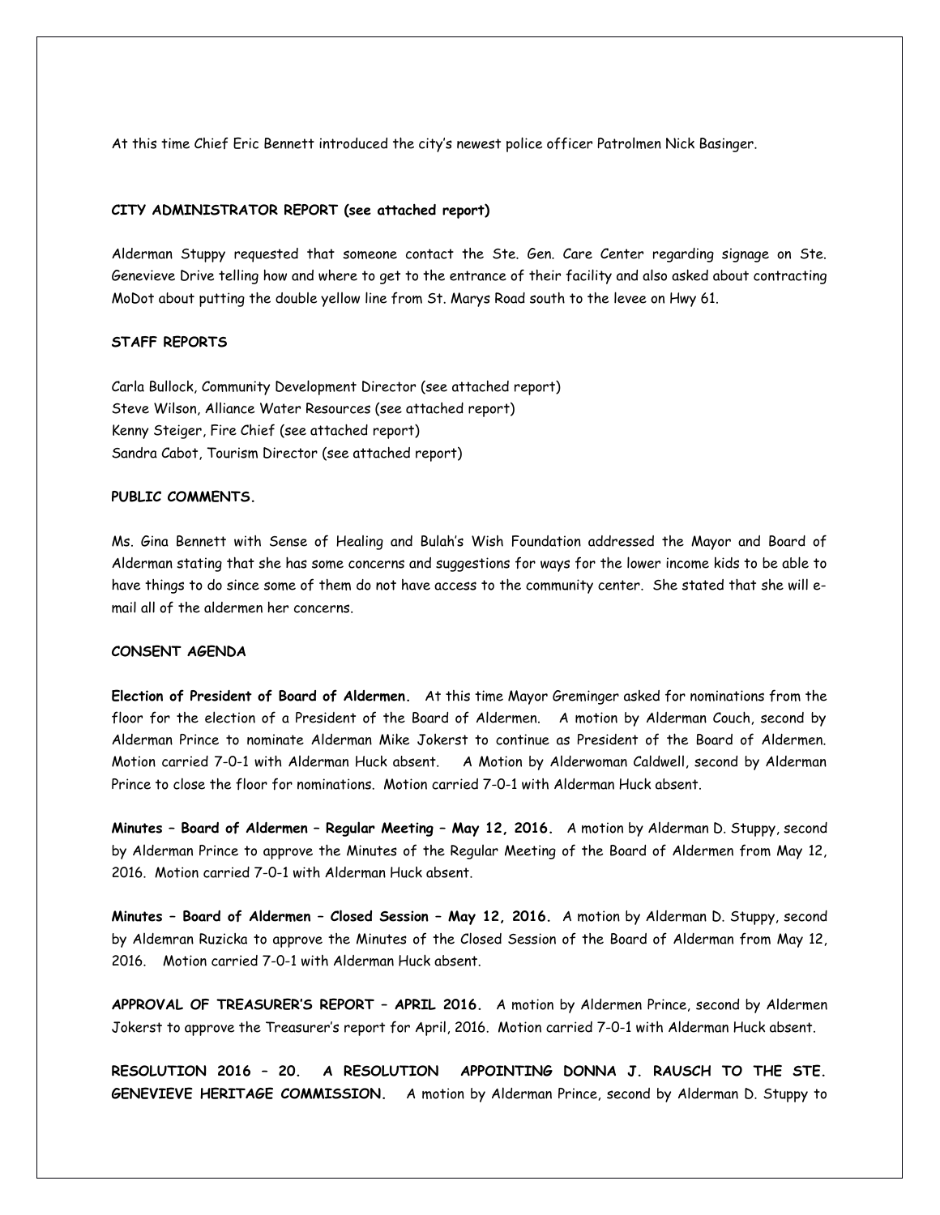At this time Chief Eric Bennett introduced the city's newest police officer Patrolmen Nick Basinger.

**CITY ADMINISTRATOR REPORT (see attached report)**

Alderman Stuppy requested that someone contact the Ste. Gen. Care Center regarding signage on Ste. Genevieve Drive telling how and where to get to the entrance of their facility and also asked about contracting MoDot about putting the double yellow line from St. Marys Road south to the levee on Hwy 61.

**STAFF REPORTS**

Carla Bullock, Community Development Director (see attached report)
Steve Wilson, Alliance Water Resources (see attached report)
Kenny Steiger, Fire Chief (see attached report)
Sandra Cabot, Tourism Director (see attached report)

**PUBLIC COMMENTS.**

Ms. Gina Bennett with Sense of Healing and Bulah's Wish Foundation addressed the Mayor and Board of Alderman stating that she has some concerns and suggestions for ways for the lower income kids to be able to have things to do since some of them do not have access to the community center. She stated that she will e-mail all of the aldermen her concerns.

**CONSENT AGENDA**

**Election of President of Board of Aldermen.** At this time Mayor Greminger asked for nominations from the floor for the election of a President of the Board of Aldermen. A motion by Alderman Couch, second by Alderman Prince to nominate Alderman Mike Jokerst to continue as President of the Board of Aldermen. Motion carried 7-0-1 with Alderman Huck absent. A Motion by Alderwoman Caldwell, second by Alderman Prince to close the floor for nominations. Motion carried 7-0-1 with Alderman Huck absent.

**Minutes – Board of Aldermen – Regular Meeting – May 12, 2016.** A motion by Alderman D. Stuppy, second by Alderman Prince to approve the Minutes of the Regular Meeting of the Board of Aldermen from May 12, 2016. Motion carried 7-0-1 with Alderman Huck absent.

**Minutes – Board of Aldermen – Closed Session – May 12, 2016.** A motion by Alderman D. Stuppy, second by Aldemran Ruzicka to approve the Minutes of the Closed Session of the Board of Alderman from May 12, 2016. Motion carried 7-0-1 with Alderman Huck absent.

**APPROVAL OF TREASURER'S REPORT – APRIL 2016.** A motion by Aldermen Prince, second by Aldermen Jokerst to approve the Treasurer's report for April, 2016. Motion carried 7-0-1 with Alderman Huck absent.

**RESOLUTION 2016 – 20. A RESOLUTION APPOINTING DONNA J. RAUSCH TO THE STE. GENEVIEVE HERITAGE COMMISSION.** A motion by Alderman Prince, second by Alderman D. Stuppy to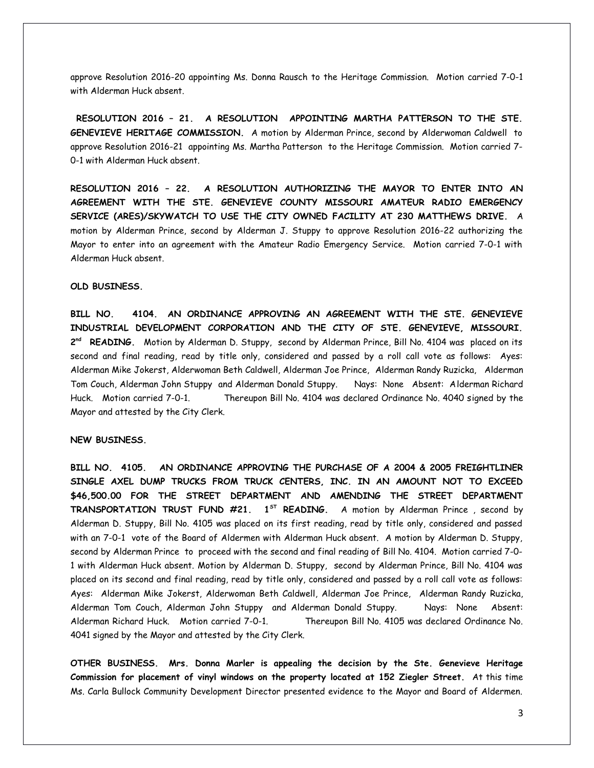approve Resolution 2016-20 appointing Ms. Donna Rausch to the Heritage Commission. Motion carried 7-0-1 with Alderman Huck absent.

**RESOLUTION 2016 – 21. A RESOLUTION APPOINTING MARTHA PATTERSON TO THE STE. GENEVIEVE HERITAGE COMMISSION.** A motion by Alderman Prince, second by Alderwoman Caldwell to approve Resolution 2016-21 appointing Ms. Martha Patterson to the Heritage Commission. Motion carried 7-0-1 with Alderman Huck absent.

**RESOLUTION 2016 – 22. A RESOLUTION AUTHORIZING THE MAYOR TO ENTER INTO AN AGREEMENT WITH THE STE. GENEVIEVE COUNTY MISSOURI AMATEUR RADIO EMERGENCY SERVICE (ARES)/SKYWATCH TO USE THE CITY OWNED FACILITY AT 230 MATTHEWS DRIVE.** A motion by Alderman Prince, second by Alderman J. Stuppy to approve Resolution 2016-22 authorizing the Mayor to enter into an agreement with the Amateur Radio Emergency Service. Motion carried 7-0-1 with Alderman Huck absent.

**OLD BUSINESS.**

**BILL NO. 4104. AN ORDINANCE APPROVING AN AGREEMENT WITH THE STE. GENEVIEVE INDUSTRIAL DEVELOPMENT CORPORATION AND THE CITY OF STE. GENEVIEVE, MISSOURI. 2nd READING.** Motion by Alderman D. Stuppy, second by Alderman Prince, Bill No. 4104 was placed on its second and final reading, read by title only, considered and passed by a roll call vote as follows: Ayes: Alderman Mike Jokerst, Alderwoman Beth Caldwell, Alderman Joe Prince, Alderman Randy Ruzicka, Alderman Tom Couch, Alderman John Stuppy and Alderman Donald Stuppy. Nays: None Absent: Alderman Richard Huck. Motion carried 7-0-1. Thereupon Bill No. 4104 was declared Ordinance No. 4040 signed by the Mayor and attested by the City Clerk.

**NEW BUSINESS.**

**BILL NO. 4105. AN ORDINANCE APPROVING THE PURCHASE OF A 2004 & 2005 FREIGHTLINER SINGLE AXEL DUMP TRUCKS FROM TRUCK CENTERS, INC. IN AN AMOUNT NOT TO EXCEED $46,500.00 FOR THE STREET DEPARTMENT AND AMENDING THE STREET DEPARTMENT TRANSPORTATION TRUST FUND #21. 1ST READING.** A motion by Alderman Prince , second by Alderman D. Stuppy, Bill No. 4105 was placed on its first reading, read by title only, considered and passed with an 7-0-1 vote of the Board of Aldermen with Alderman Huck absent. A motion by Alderman D. Stuppy, second by Alderman Prince to proceed with the second and final reading of Bill No. 4104. Motion carried 7-0-1 with Alderman Huck absent. Motion by Alderman D. Stuppy, second by Alderman Prince, Bill No. 4104 was placed on its second and final reading, read by title only, considered and passed by a roll call vote as follows: Ayes: Alderman Mike Jokerst, Alderwoman Beth Caldwell, Alderman Joe Prince, Alderman Randy Ruzicka, Alderman Tom Couch, Alderman John Stuppy and Alderman Donald Stuppy. Nays: None Absent: Alderman Richard Huck. Motion carried 7-0-1. Thereupon Bill No. 4105 was declared Ordinance No. 4041 signed by the Mayor and attested by the City Clerk.

**OTHER BUSINESS. Mrs. Donna Marler is appealing the decision by the Ste. Genevieve Heritage Commission for placement of vinyl windows on the property located at 152 Ziegler Street.** At this time Ms. Carla Bullock Community Development Director presented evidence to the Mayor and Board of Aldermen.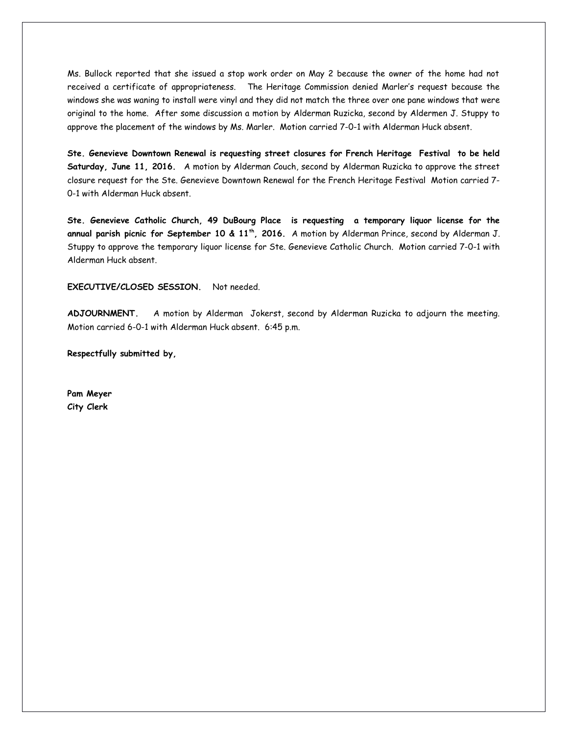Ms. Bullock reported that she issued a stop work order on May 2 because the owner of the home had not received a certificate of appropriateness. The Heritage Commission denied Marler's request because the windows she was waning to install were vinyl and they did not match the three over one pane windows that were original to the home. After some discussion a motion by Alderman Ruzicka, second by Aldermen J. Stuppy to approve the placement of the windows by Ms. Marler. Motion carried 7-0-1 with Alderman Huck absent.

**Ste. Genevieve Downtown Renewal is requesting street closures for French Heritage Festival to be held Saturday, June 11, 2016.** A motion by Alderman Couch, second by Alderman Ruzicka to approve the street closure request for the Ste. Genevieve Downtown Renewal for the French Heritage Festival Motion carried 7-0-1 with Alderman Huck absent.

**Ste. Genevieve Catholic Church, 49 DuBourg Place is requesting a temporary liquor license for the annual parish picnic for September 10 & 11th, 2016.** A motion by Alderman Prince, second by Alderman J. Stuppy to approve the temporary liquor license for Ste. Genevieve Catholic Church. Motion carried 7-0-1 with Alderman Huck absent.

**EXECUTIVE/CLOSED SESSION.** Not needed.

**ADJOURNMENT.** A motion by Alderman Jokerst, second by Alderman Ruzicka to adjourn the meeting. Motion carried 6-0-1 with Alderman Huck absent. 6:45 p.m.

**Respectfully submitted by,**

**Pam Meyer**
**City Clerk**